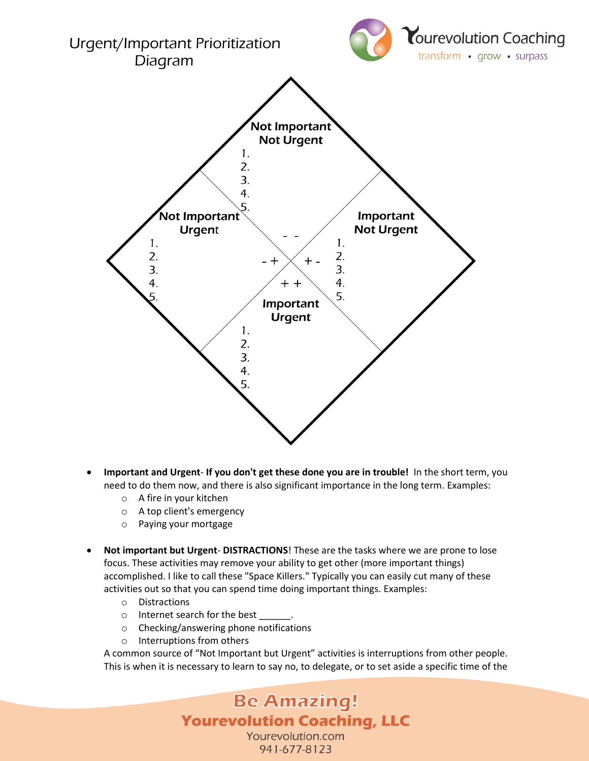# Urgent/Important Prioritization Diagram

Yourevolution Coaching
transform • grow • surpass

**Not Important**
**Not Urgent**
1.
2.
3.
4.
5.

**Not Important**
**Urgent**
1.
2.
3.
4.
5.

**Important**
**Not Urgent**
1.
2.
3.
4.
5.

**Important**
**Urgent**
1.
2.
3.
4.
5.

- -

- +

+ -

+ +

- **Important and Urgent**- **If you don't get these done you are in trouble!** In the short term, you need to do them now, and there is also significant importance in the long term. Examples:
  - A fire in your kitchen
  - A top client's emergency
  - Paying your mortgage

- **Not important but Urgent**- **DISTRACTIONS**! These are the tasks where we are prone to lose focus. These activities may remove your ability to get other (more important things) accomplished. I like to call these "Space Killers." Typically you can easily cut many of these activities out so that you can spend time doing important things. Examples:
  - Distractions
  - Internet search for the best ______.
  - Checking/answering phone notifications
  - Interruptions from others

  A common source of "Not Important but Urgent" activities is interruptions from other people. This is when it is necessary to learn to say no, to delegate, or to set aside a specific time of the

**Be Amazing!**
**Yourevolution Coaching, LLC**
Yourevolution.com
941-677-8123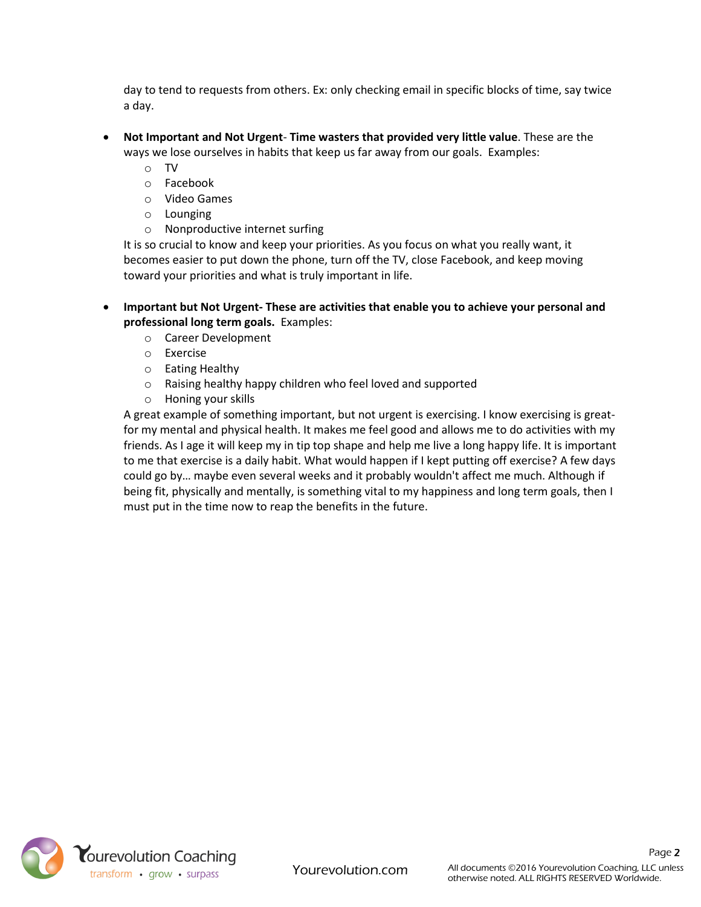day to tend to requests from others. Ex: only checking email in specific blocks of time, say twice a day.

- **Not Important and Not Urgent**- **Time wasters that provided very little value**. These are the ways we lose ourselves in habits that keep us far away from our goals. Examples:
  - TV
  - Facebook
  - Video Games
  - Lounging
  - Nonproductive internet surfing

  It is so crucial to know and keep your priorities. As you focus on what you really want, it becomes easier to put down the phone, turn off the TV, close Facebook, and keep moving toward your priorities and what is truly important in life.

- **Important but Not Urgent- These are activities that enable you to achieve your personal and professional long term goals.** Examples:
  - Career Development
  - Exercise
  - Eating Healthy
  - Raising healthy happy children who feel loved and supported
  - Honing your skills

  A great example of something important, but not urgent is exercising. I know exercising is great-for my mental and physical health. It makes me feel good and allows me to do activities with my friends. As I age it will keep my in tip top shape and help me live a long happy life. It is important to me that exercise is a daily habit. What would happen if I kept putting off exercise? A few days could go by… maybe even several weeks and it probably wouldn't affect me much. Although if being fit, physically and mentally, is something vital to my happiness and long term goals, then I must put in the time now to reap the benefits in the future.